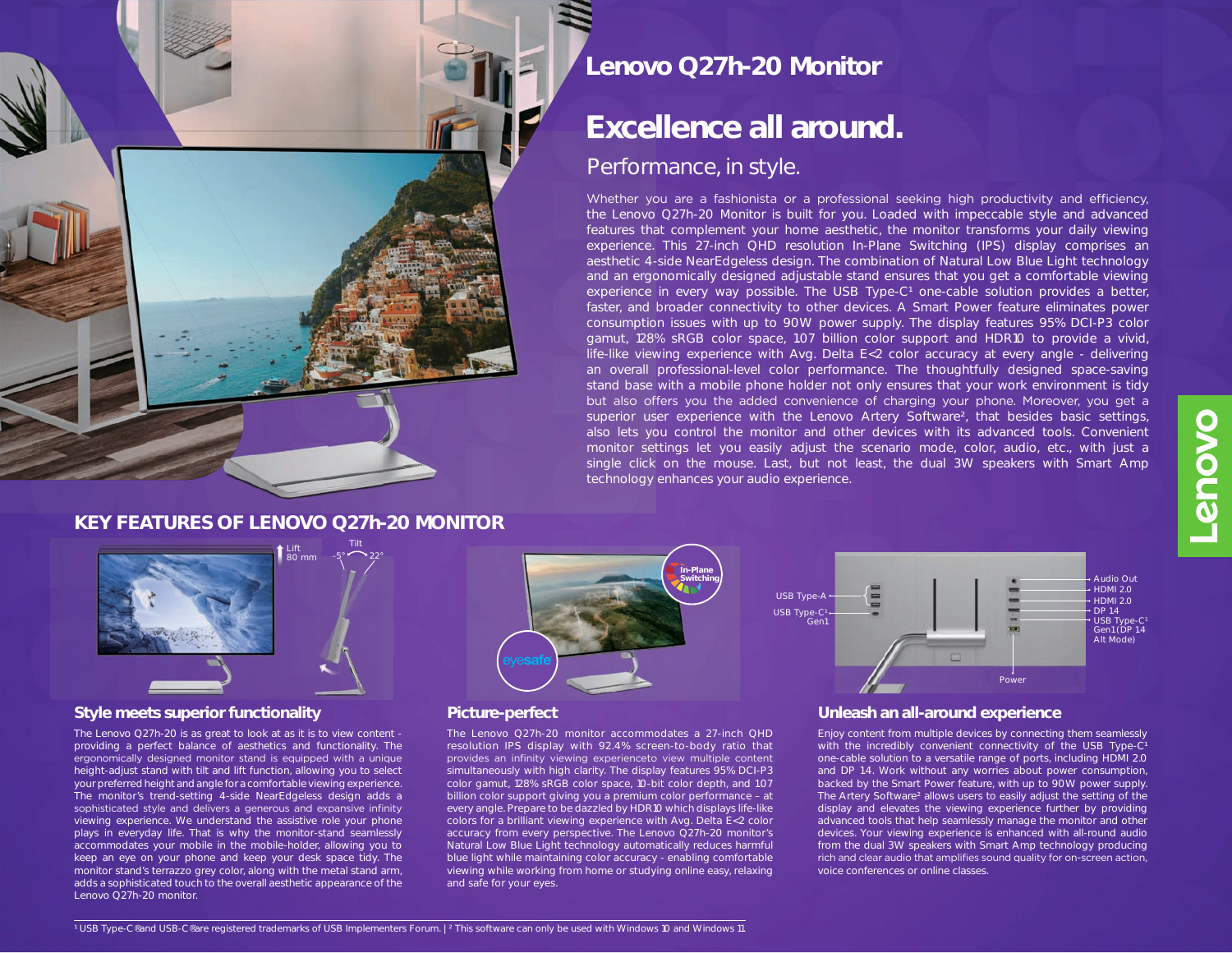# Lenovo Q27h-20 Monitor

## Excellence all around.

### Performance, in style.

Whether you are a fashionista or a professional seeking high productivity and efficiency, the Lenovo Q27h-20 Monitor is built for you. Loaded with impeccable style and advanced features that complement your home aesthetic, the monitor transforms your daily viewing experience. This 27-inch QHD resolution In-Plane Switching (IPS) display comprises an aesthetic 4-side NearEdgeless design. The combination of Natural Low Blue Light technology and an ergonomically designed adjustable stand ensures that you get a comfortable viewing experience in every way possible. The USB Type-C[1] one-cable solution provides a better, faster, and broader connectivity to other devices. A Smart Power feature eliminates power consumption issues with up to 90W power supply. The display features 95% DCI-P3 color gamut, 128% sRGB color space, 1.07 billion color support and HDR10 to provide a vivid, life-like viewing experience with Avg. Delta E<2 color accuracy at every angle - delivering an overall professional-level color performance. The thoughtfully designed space-saving stand base with a mobile phone holder not only ensures that your work environment is tidy but also offers you the added convenience of charging your phone. Moreover, you get a superior user experience with the Lenovo Artery Software[2], that besides basic settings, also lets you control the monitor and other devices with its advanced tools. Convenient monitor settings let you easily adjust the scenario mode, color, audio, etc., with just a single click on the mouse. Last, but not least, the dual 3W speakers with Smart Amp technology enhances your audio experience.

## KEY FEATURES OF LENOVO Q27h-20 MONITOR

Lift 80 mm | Tilt -5° 22°

In-Plane Switching | eyesafe

USB Type-A | USB Type-C[1] Gen1 | Audio Out | HDMI 2.0 | HDMI 2.0 | DP 1.4 | USB Type-C[1] Gen1 (DP 1.4 Alt Mode) | Power

### Style meets superior functionality

The Lenovo Q27h-20 is as great to look at as it is to view content - providing a perfect balance of aesthetics and functionality. The ergonomically designed monitor stand is equipped with a unique height-adjust stand with tilt and lift function, allowing you to select your preferred height and angle for a comfortable viewing experience. The monitor's trend-setting 4-side NearEdgeless design adds a sophisticated style and delivers a generous and expansive infinity viewing experience. We understand the assistive role your phone plays in everyday life. That is why the monitor-stand seamlessly accommodates your mobile in the mobile-holder, allowing you to keep an eye on your phone and keep your desk space tidy. The monitor stand's terrazzo grey color, along with the metal stand arm, adds a sophisticated touch to the overall aesthetic appearance of the Lenovo Q27h-20 monitor.

### Picture-perfect

The Lenovo Q27h-20 monitor accommodates a 27-inch QHD resolution IPS display with 92.4% screen-to-body ratio that provides an infinity viewing experienceto view multiple content simultaneously with high clarity. The display features 95% DCI-P3 color gamut, 128% sRGB color space, 10-bit color depth, and 1.07 billion color support giving you a premium color performance – at every angle. Prepare to be dazzled by HDR10 which displays life-like colors for a brilliant viewing experience with Avg. Delta E<2 color accuracy from every perspective. The Lenovo Q27h-20 monitor's Natural Low Blue Light technology automatically reduces harmful blue light while maintaining color accuracy - enabling comfortable viewing while working from home or studying online easy, relaxing and safe for your eyes.

### Unleash an all-around experience

Enjoy content from multiple devices by connecting them seamlessly with the incredibly convenient connectivity of the USB Type-C[1] one-cable solution to a versatile range of ports, including HDMI 2.0 and DP 1.4. Work without any worries about power consumption, backed by the Smart Power feature, with up to 90W power supply. The Artery Software[2] allows users to easily adjust the setting of the display and elevates the viewing experience further by providing advanced tools that help seamlessly manage the monitor and other devices. Your viewing experience is enhanced with all-round audio from the dual 3W speakers with Smart Amp technology producing rich and clear audio that amplifies sound quality for on-screen action, voice conferences or online classes.

[1] USB Type-C® and USB-C® are registered trademarks of USB Implementers Forum. | [2] This software can only be used with Windows 10 and Windows 11.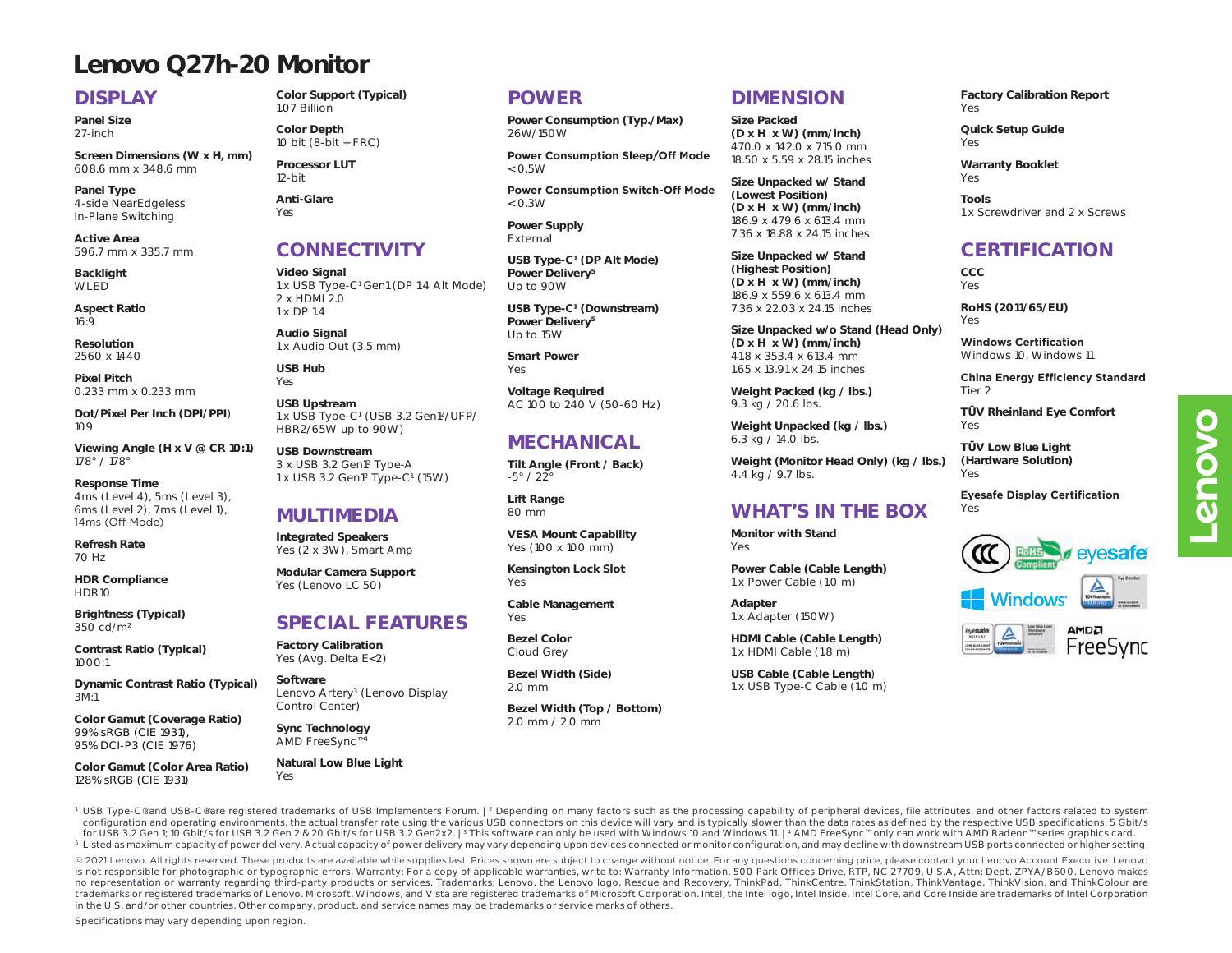# Lenovo Q27h-20 Monitor

## DISPLAY

**Panel Size**
27-inch

**Screen Dimensions (W x H, mm)**
608.6 mm x 348.6 mm

**Panel Type**
4-side NearEdgeless
In-Plane Switching

**Active Area**
596.7 mm x 335.7 mm

**Backlight**
WLED

**Aspect Ratio**
16:9

**Resolution**
2560 x 1440

**Pixel Pitch**
0.233 mm x 0.233 mm

**Dot/Pixel Per Inch (DPI/PPI)**
109

**Viewing Angle (H x V @ CR 10:1)**
178° / 178°

**Response Time**
4ms (Level 4), 5ms (Level 3), 6ms (Level 2), 7ms (Level 1), 14ms (Off Mode)

**Refresh Rate**
70 Hz

**HDR Compliance**
HDR10

**Brightness (Typical)**
350 cd/m²

**Contrast Ratio (Typical)**
1000:1

**Dynamic Contrast Ratio (Typical)**
3M:1

**Color Gamut (Coverage Ratio)**
99% sRGB (CIE 1931), 95% DCI-P3 (CIE 1976)

**Color Gamut (Color Area Ratio)**
128% sRGB (CIE 1931)

**Color Support (Typical)**
1.07 Billion

**Color Depth**
10 bit (8-bit + FRC)

**Processor LUT**
12-bit

**Anti-Glare**
Yes

## CONNECTIVITY

**Video Signal**
1 x USB Type-C[1] Gen1 (DP 1.4 Alt Mode)
2 x HDMI 2.0
1 x DP 1.4

**Audio Signal**
1 x Audio Out (3.5 mm)

**USB Hub**
Yes

**USB Upstream**
1 x USB Type-C[1] (USB 3.2 Gen1[2]/UFP/HBR2/65W up to 90W)

**USB Downstream**
3 x USB 3.2 Gen1[2] Type-A
1 x USB 3.2 Gen1[2] Type-C[1] (15W)

## MULTIMEDIA

**Integrated Speakers**
Yes (2 x 3W), Smart Amp

**Modular Camera Support**
Yes (Lenovo LC 50)

## SPECIAL FEATURES

**Factory Calibration**
Yes (Avg. Delta E<2)

**Software**
Lenovo Artery[3] (Lenovo Display Control Center)

**Sync Technology**
AMD FreeSync™[4]

**Natural Low Blue Light**
Yes

## POWER

**Power Consumption (Typ./Max)**
26W/150W

**Power Consumption Sleep/Off Mode**
< 0.5W

**Power Consumption Switch-Off Mode**
< 0.3W

**Power Supply**
External

**USB Type-C[1] (DP Alt Mode) Power Delivery[5]**
Up to 90W

**USB Type-C[1] (Downstream) Power Delivery[5]**
Up to 15W

**Smart Power**
Yes

**Voltage Required**
AC 100 to 240 V (50-60 Hz)

## MECHANICAL

**Tilt Angle (Front / Back)**
-5° / 22°

**Lift Range**
80 mm

**VESA Mount Capability**
Yes (100 x 100 mm)

**Kensington Lock Slot**
Yes

**Cable Management**
Yes

**Bezel Color**
Cloud Grey

**Bezel Width (Side)**
2.0 mm

**Bezel Width (Top / Bottom)**
2.0 mm / 2.0 mm

## DIMENSION

**Size Packed (D x H x W) (mm/inch)**
470.0 x 142.0 x 715.0 mm
18.50 x 5.59 x 28.15 inches

**Size Unpacked w/ Stand (Lowest Position) (D x H x W) (mm/inch)**
186.9 x 479.6 x 613.4 mm
7.36 x 18.88 x 24.15 inches

**Size Unpacked w/ Stand (Highest Position) (D x H x W) (mm/inch)**
186.9 x 559.6 x 613.4 mm
7.36 x 22.03 x 24.15 inches

**Size Unpacked w/o Stand (Head Only) (D x H x W) (mm/inch)**
41.8 x 353.4 x 613.4 mm
1.65 x 13.91 x 24.15 inches

**Weight Packed (kg / lbs.)**
9.3 kg / 20.6 lbs.

**Weight Unpacked (kg / lbs.)**
6.3 kg / 14.0 lbs.

**Weight (Monitor Head Only) (kg / lbs.)**
4.4 kg / 9.7 lbs.

## WHAT'S IN THE BOX

**Monitor with Stand**
Yes

**Power Cable (Cable Length)**
1 x Power Cable (1.0 m)

**Adapter**
1 x Adapter (150W)

**HDMI Cable (Cable Length)**
1 x HDMI Cable (1.8 m)

**USB Cable (Cable Length)**
1 x USB Type-C Cable (1.0 m)

**Factory Calibration Report**
Yes

**Quick Setup Guide**
Yes

**Warranty Booklet**
Yes

**Tools**
1 x Screwdriver and 2 x Screws

## CERTIFICATION

**CCC**
Yes

**RoHS (2011/65/EU)**
Yes

**Windows Certification**
Windows 10, Windows 11

**China Energy Efficiency Standard**
Tier 2

**TÜV Rheinland Eye Comfort**
Yes

**TÜV Low Blue Light (Hardware Solution)**
Yes

**Eyesafe Display Certification**
Yes

[1] USB Type-C® and USB-C® are registered trademarks of USB Implementers Forum. | [2] Depending on many factors such as the processing capability of peripheral devices, file attributes, and other factors related to system configuration and operating environments, the actual transfer rate using the various USB connectors on this device will vary and is typically slower than the data rates as defined by the respective USB specifications: 5 Gbit/s for USB 3.2 Gen 1; 10 Gbit/s for USB 3.2 Gen 2 & 20 Gbit/s for USB 3.2 Gen2x2. | [3] This software can only be used with Windows 10 and Windows 11. | [4] AMD FreeSync™ only can work with AMD Radeon™ series graphics card.
[5] Listed as maximum capacity of power delivery. Actual capacity of power delivery may vary depending upon devices connected or monitor configuration, and may decline with downstream USB ports connected or higher setting.

© 2021 Lenovo. All rights reserved. These products are available while supplies last. Prices shown are subject to change without notice. For any questions concerning price, please contact your Lenovo Account Executive. Lenovo is not responsible for photographic or typographic errors. Warranty: For a copy of applicable warranties, write to: Warranty Information, 500 Park Offices Drive, RTP, NC 27709, U.S.A, Attn: Dept. ZPYA/B600. Lenovo makes no representation or warranty regarding third-party products or services. Trademarks: Lenovo, the Lenovo logo, Rescue and Recovery, ThinkPad, ThinkCentre, ThinkStation, ThinkVantage, ThinkVision, and ThinkColor are trademarks or registered trademarks of Lenovo. Microsoft, Windows, and Vista are registered trademarks of Microsoft Corporation. Intel, the Intel logo, Intel Inside, Intel Core, and Core Inside are trademarks of Intel Corporation in the U.S. and/or other countries. Other company, product, and service names may be trademarks or service marks of others.

Specifications may vary depending upon region.